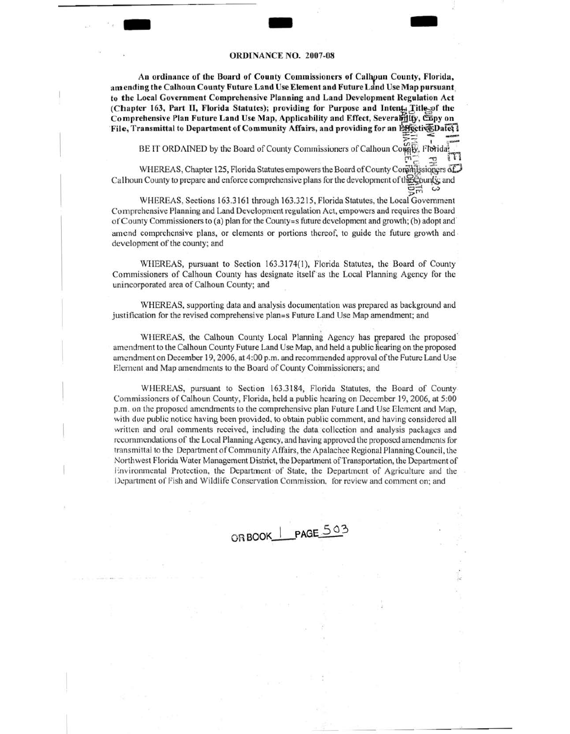**ORDINANCE NO. 2007-08**

**An ordinance of the Board of County Commissioners of Calhoun County, Florida, amending the Calhoun County Future Land Use Element and Future Land Use Map pursuant to the Local Government Comprehensive Planning and Land Development Regulation Act (Chapter 163, Part II, Florida Statutes); providing for Purpose and Intent, Title of the Comprehensive Plan Future Land Use Map, Applicability and Effect, Severability, Copy on File, Transmittal to Department of Community Affairs, and providing for an Effective Date.**

BE IT ORDAINED by the Board of County Commissioners of Calhoun County, Florida:

WHEREAS, Chapter 125, Florida Statutes empowers the Board of County Commissioners of Calhoun County to prepare and enforce comprehensive plans for the development of the County; and

WHEREAS, Sections 163.3161 through 163.3215, Florida Statutes, the Local Government Comprehensive Planning and Land Development regulation Act, empowers and requires the Board of County Commissioners to (a) plan for the County=s future development and growth; (b) adopt and amend comprehensive plans, or elements or portions thereof, to guide the future growth and development of the county; and

WHEREAS, pursuant to Section 163.3174(1), Florida Statutes, the Board of County Commissioners of Calhoun County has designate itself as the Local Planning Agency for the unincorporated area of Calhoun County; and

WHEREAS, supporting data and analysis documentation was prepared as background and justification for the revised comprehensive plan=s Future Land Use Map amendment; and

WHEREAS, the Calhoun County Local Planning Agency has prepared the proposed amendment to the Calhoun County Future Land Use Map, and held a public hearing on the proposed amendment on December 19, 2006, at 4:00 p.m. and recommended approval of the Future Land Use Element and Map amendments to the Board of County Commissioners; and

WHEREAS, pursuant to Section 163.3184, Florida Statutes, the Board of County Commissioners of Calhoun County, Florida, held a public hearing on December 19, 2006, at 5:00 p.m. on the proposed amendments to the comprehensive plan Future Land Use Element and Map, with due public notice having been provided, to obtain public comment, and having considered all written and oral comments received, including the data collection and analysis packages and recommendations of the Local Planning Agency, and having approved the proposed amendments for transmittal to the Department of Community Affairs, the Apalachee Regional Planning Council, the Northwest Florida Water Management District, the Department of Transportation, the Department of Environmental Protection, the Department of State, the Department of Agriculture and the Department of Fish and Wildlife Conservation Commission, for review and comment on; and

OR BOOK 1 PAGE 503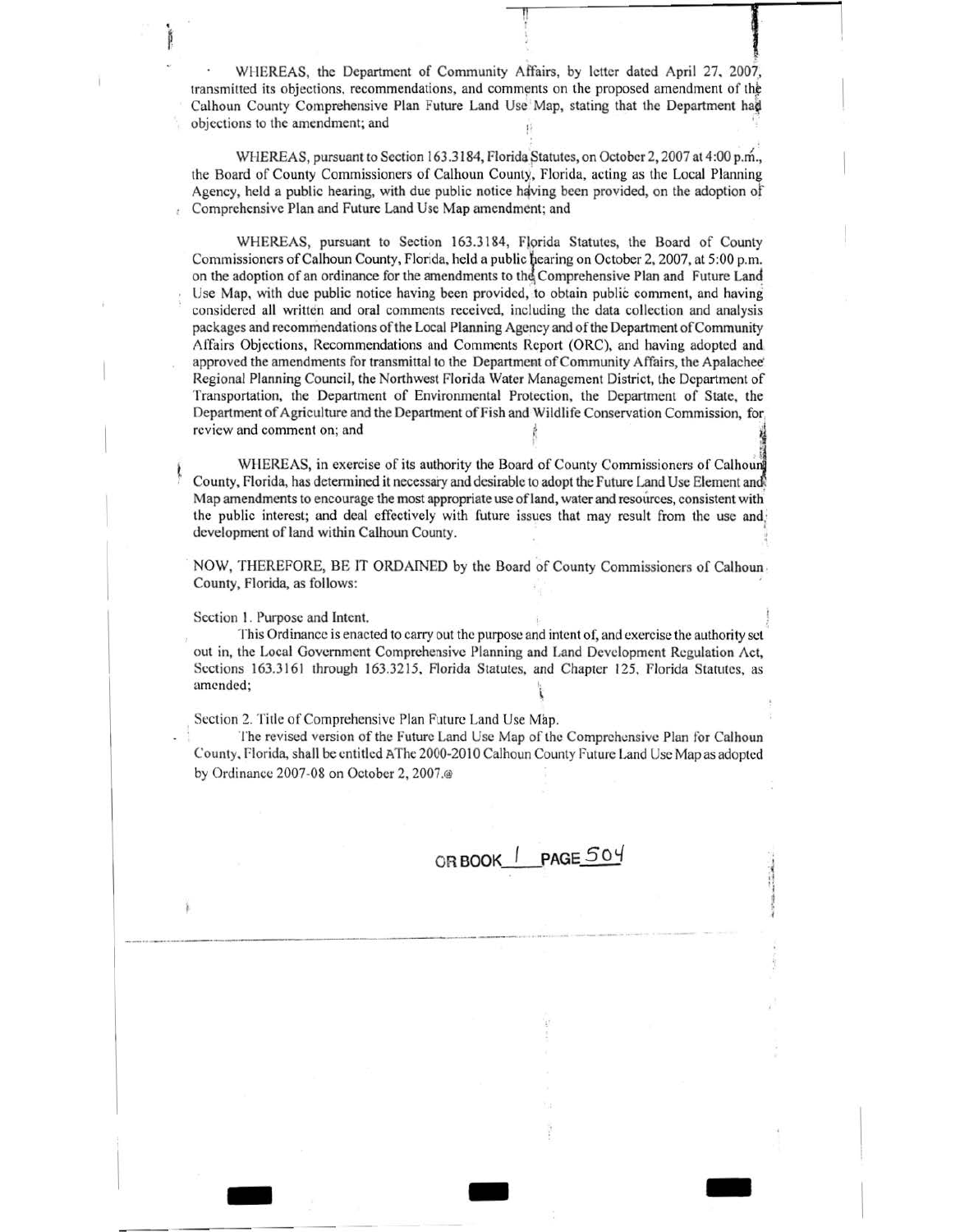WHEREAS, the Department of Community Affairs, by letter dated April 27, 2007, transmitted its objections, recommendations, and comments on the proposed amendment of the Calhoun County Comprehensive Plan Future Land Use Map, stating that the Department had objections to the amendment; and

WHEREAS, pursuant to Section 163.3184, Florida Statutes, on October 2, 2007 at 4:00 p.m., the Board of County Commissioners of Calhoun County, Florida, acting as the Local Planning Agency, held a public hearing, with due public notice having been provided, on the adoption of Comprehensive Plan and Future Land Use Map amendment; and

WHEREAS, pursuant to Section 163.3184, Florida Statutes, the Board of County Commissioners of Calhoun County, Florida, held a public hearing on October 2, 2007, at 5:00 p.m. on the adoption of an ordinance for the amendments to the Comprehensive Plan and Future Land Use Map, with due public notice having been provided, to obtain public comment, and having considered all written and oral comments received, including the data collection and analysis packages and recommendations of the Local Planning Agency and of the Department of Community Affairs Objections, Recommendations and Comments Report (ORC), and having adopted and approved the amendments for transmittal to the Department of Community Affairs, the Apalachee Regional Planning Council, the Northwest Florida Water Management District, the Department of Transportation, the Department of Environmental Protection, the Department of State, the Department of Agriculture and the Department of Fish and Wildlife Conservation Commission, for review and comment on; and

WHEREAS, in exercise of its authority the Board of County Commissioners of Calhoun County, Florida, has determined it necessary and desirable to adopt the Future Land Use Element and Map amendments to encourage the most appropriate use of land, water and resources, consistent with the public interest; and deal effectively with future issues that may result from the use and development of land within Calhoun County.

NOW, THEREFORE, BE IT ORDAINED by the Board of County Commissioners of Calhoun County, Florida, as follows:

Section 1. Purpose and Intent.

This Ordinance is enacted to carry out the purpose and intent of, and exercise the authority set out in, the Local Government Comprehensive Planning and Land Development Regulation Act, Sections 163.3161 through 163.3215, Florida Statutes, and Chapter 125, Florida Statutes, as amended;

Section 2. Title of Comprehensive Plan Future Land Use Map.

The revised version of the Future Land Use Map of the Comprehensive Plan for Calhoun County, Florida, shall be entitled AThe 2000-2010 Calhoun County Future Land Use Map as adopted by Ordinance 2007-08 on October 2, 2007.@

OR BOOK 1 PAGE 504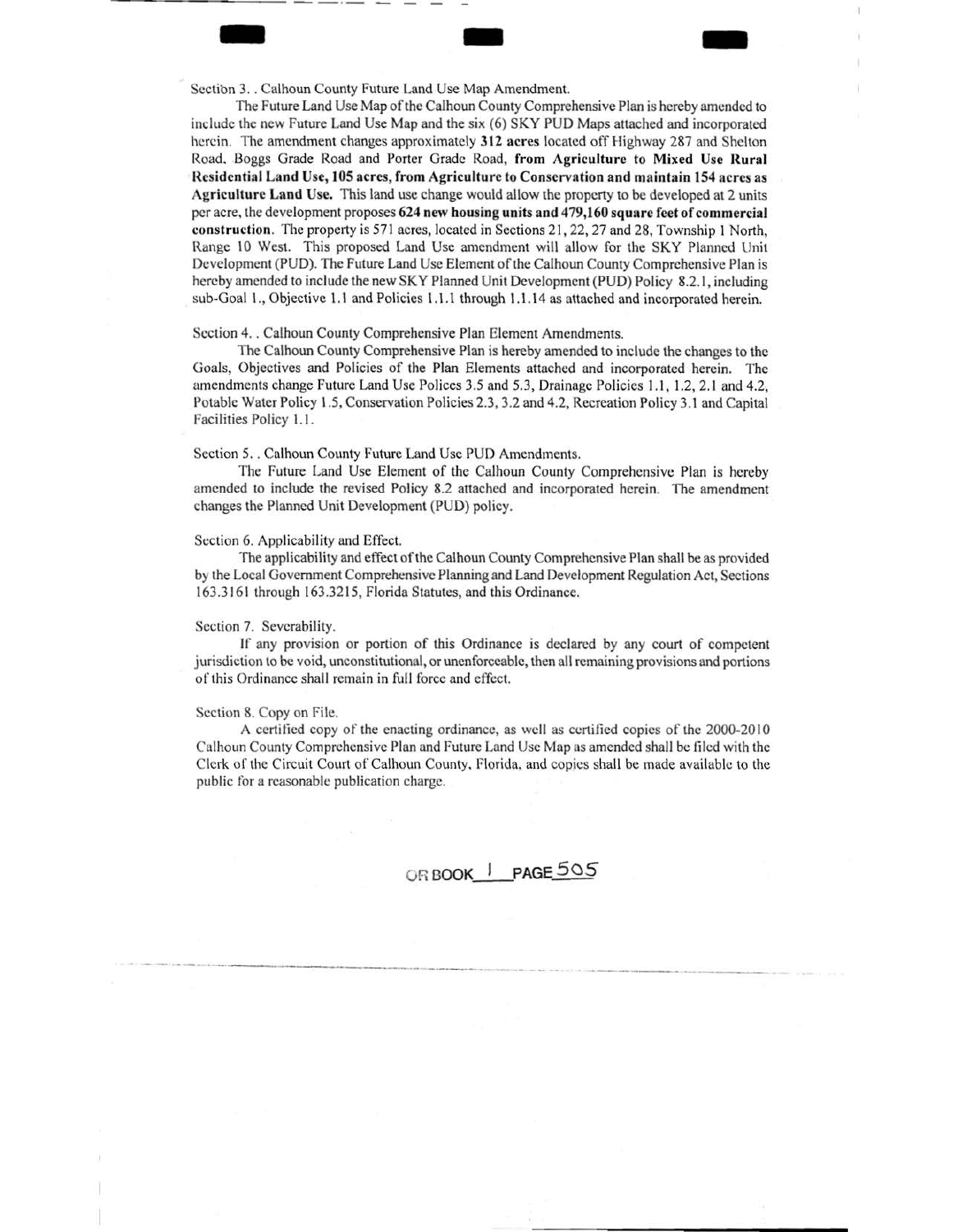Section 3. . Calhoun County Future Land Use Map Amendment.

The Future Land Use Map of the Calhoun County Comprehensive Plan is hereby amended to include the new Future Land Use Map and the six (6) SKY PUD Maps attached and incorporated herein. The amendment changes approximately **312 acres** located off Highway 287 and Shelton Road, Boggs Grade Road and Porter Grade Road, **from Agriculture to Mixed Use Rural Residential Land Use, 105 acres, from Agriculture to Conservation and maintain 154 acres as Agriculture Land Use.** This land use change would allow the property to be developed at 2 units per acre, the development proposes **624 new housing units and 479,160 square feet of commercial construction**. The property is 571 acres, located in Sections 21, 22, 27 and 28, Township 1 North, Range 10 West. This proposed Land Use amendment will allow for the SKY Planned Unit Development (PUD). The Future Land Use Element of the Calhoun County Comprehensive Plan is hereby amended to include the new SKY Planned Unit Development (PUD) Policy 8.2.1, including sub-Goal 1., Objective 1.1 and Policies 1.1.1 through 1.1.14 as attached and incorporated herein.

Section 4. . Calhoun County Comprehensive Plan Element Amendments.

The Calhoun County Comprehensive Plan is hereby amended to include the changes to the Goals, Objectives and Policies of the Plan Elements attached and incorporated herein. The amendments change Future Land Use Polices 3.5 and 5.3, Drainage Policies 1.1, 1.2, 2.1 and 4.2, Potable Water Policy 1.5, Conservation Policies 2.3, 3.2 and 4.2, Recreation Policy 3.1 and Capital Facilities Policy 1.1.

Section 5. . Calhoun County Future Land Use PUD Amendments.

The Future Land Use Element of the Calhoun County Comprehensive Plan is hereby amended to include the revised Policy 8.2 attached and incorporated herein. The amendment changes the Planned Unit Development (PUD) policy.

Section 6. Applicability and Effect.

The applicability and effect of the Calhoun County Comprehensive Plan shall be as provided by the Local Government Comprehensive Planning and Land Development Regulation Act, Sections 163.3161 through 163.3215, Florida Statutes, and this Ordinance.

Section 7. Severability.

If any provision or portion of this Ordinance is declared by any court of competent jurisdiction to be void, unconstitutional, or unenforceable, then all remaining provisions and portions of this Ordinance shall remain in full force and effect.

Section 8. Copy on File.

A certified copy of the enacting ordinance, as well as certified copies of the 2000-2010 Calhoun County Comprehensive Plan and Future Land Use Map as amended shall be filed with the Clerk of the Circuit Court of Calhoun County, Florida, and copies shall be made available to the public for a reasonable publication charge.

OR BOOK 1 PAGE 505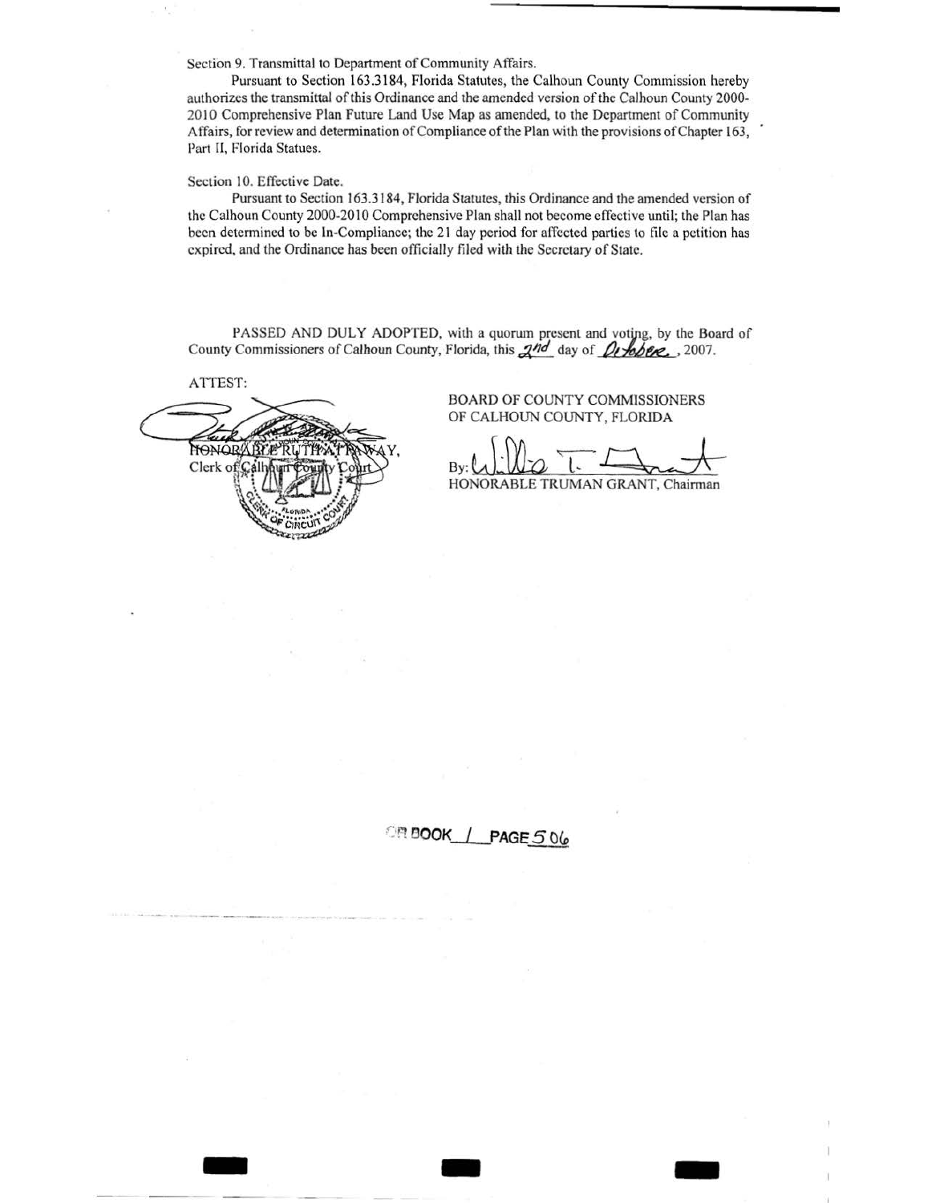Section 9. Transmittal to Department of Community Affairs.

Pursuant to Section 163.3184, Florida Statutes, the Calhoun County Commission hereby authorizes the transmittal of this Ordinance and the amended version of the Calhoun County 2000-2010 Comprehensive Plan Future Land Use Map as amended, to the Department of Community Affairs, for review and determination of Compliance of the Plan with the provisions of Chapter 163, Part II, Florida Statues.

Section 10. Effective Date.

Pursuant to Section 163.3184, Florida Statutes, this Ordinance and the amended version of the Calhoun County 2000-2010 Comprehensive Plan shall not become effective until; the Plan has been determined to be In-Compliance; the 21 day period for affected parties to file a petition has expired, and the Ordinance has been officially filed with the Secretary of State.

PASSED AND DULY ADOPTED, with a quorum present and voting, by the Board of County Commissioners of Calhoun County, Florida, this 2nd day of October, 2007.

ATTEST:

HONORABLE RUTH ATTAWAY,
Clerk of Calhoun County Court

BOARD OF COUNTY COMMISSIONERS
OF CALHOUN COUNTY, FLORIDA

By: ______________________
HONORABLE TRUMAN GRANT, Chairman

OR BOOK 1 PAGE 506